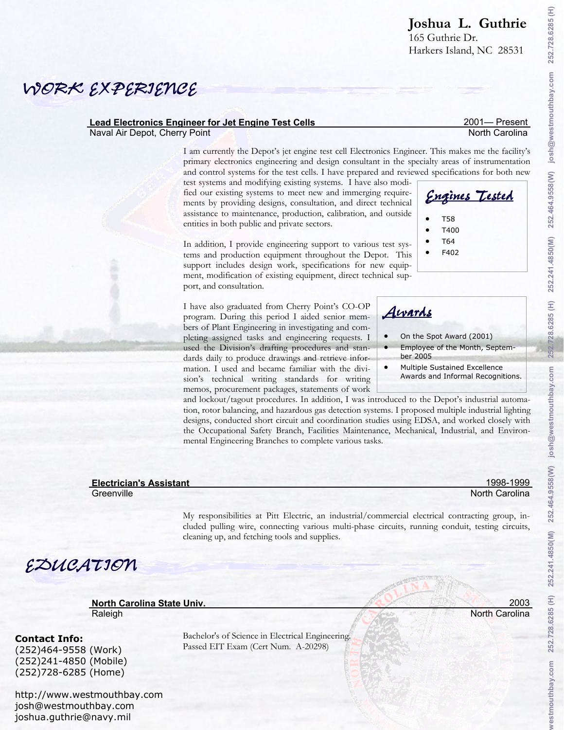# Joshua L. Guthrie

165 Guthrie Dr.
Harkers Island, NC 28531

## WORK EXPERIENCE

**Lead Electronics Engineer for Jet Engine Test Cells** — 2001— Present
Naval Air Depot, Cherry Point — North Carolina

I am currently the Depot's jet engine test cell Electronics Engineer. This makes me the facility's primary electronics engineering and design consultant in the specialty areas of instrumentation and control systems for the test cells. I have prepared and reviewed specifications for both new test systems and modifying existing systems. I have also modified our existing systems to meet new and immerging requirements by providing designs, consultation, and direct technical assistance to maintenance, production, calibration, and outside entities in both public and private sectors.

In addition, I provide engineering support to various test systems and production equipment throughout the Depot. This support includes design work, specifications for new equipment, modification of existing equipment, direct technical support, and consultation.

I have also graduated from Cherry Point's CO-OP program. During this period I aided senior members of Plant Engineering in investigating and completing assigned tasks and engineering requests. I used the Division's drafting procedures and standards daily to produce drawings and retrieve information. I used and became familiar with the division's technical writing standards for writing memos, procurement packages, statements of work and lockout/tagout procedures. In addition, I was introduced to the Depot's industrial automation, rotor balancing, and hazardous gas detection systems. I proposed multiple industrial lighting designs, conducted short circuit and coordination studies using EDSA, and worked closely with the Occupational Safety Branch, Facilities Maintenance, Mechanical, Industrial, and Environmental Engineering Branches to complete various tasks.

### Engines Tested

- T58
- T400
- T64
- F402

### Awards

- On the Spot Award (2001)
- Employee of the Month, September 2005
- Multiple Sustained Excellence Awards and Informal Recognitions.

**Electrician's Assistant** — 1998-1999
Greenville — North Carolina

My responsibilities at Pitt Electric, an industrial/commercial electrical contracting group, included pulling wire, connecting various multi-phase circuits, running conduit, testing circuits, cleaning up, and fetching tools and supplies.

## EDUCATION

**North Carolina State Univ.** — 2003
Raleigh — North Carolina

Bachelor's of Science in Electrical Engineering.
Passed EIT Exam (Cert Num. A-20298)

**Contact Info:**
(252)464-9558 (Work)
(252)241-4850 (Mobile)
(252)728-6285 (Home)

http://www.westmouthbay.com
josh@westmouthbay.com
joshua.guthrie@navy.mil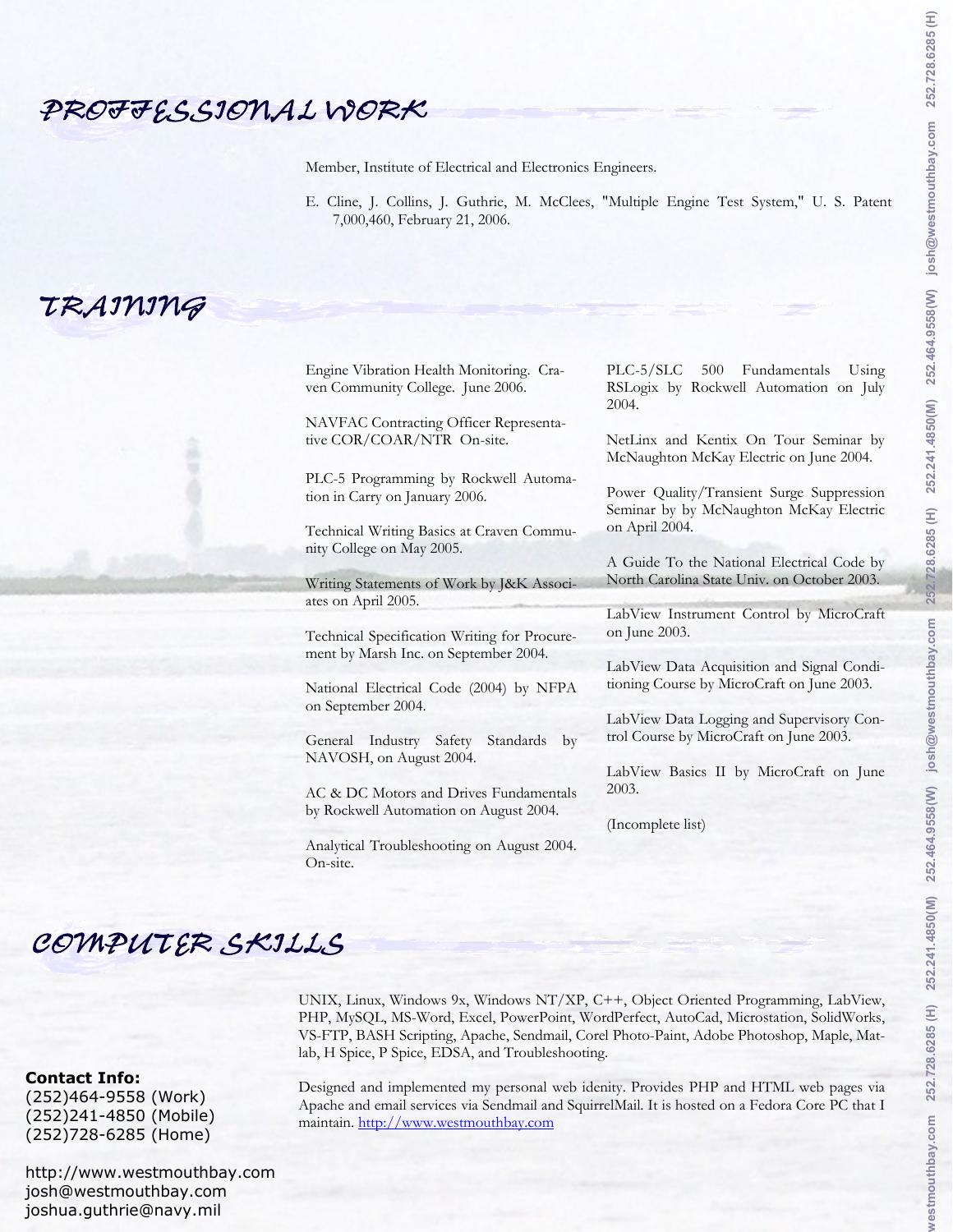# PROFFESSIONAL WORK

Member, Institute of Electrical and Electronics Engineers.

E. Cline, J. Collins, J. Guthrie, M. McClees, "Multiple Engine Test System," U. S. Patent 7,000,460, February 21, 2006.

# TRAINING

Engine Vibration Health Monitoring. Craven Community College. June 2006.

NAVFAC Contracting Officer Representative COR/COAR/NTR On-site.

PLC-5 Programming by Rockwell Automation in Carry on January 2006.

Technical Writing Basics at Craven Community College on May 2005.

Writing Statements of Work by J&K Associates on April 2005.

Technical Specification Writing for Procurement by Marsh Inc. on September 2004.

National Electrical Code (2004) by NFPA on September 2004.

General Industry Safety Standards by NAVOSH, on August 2004.

AC & DC Motors and Drives Fundamentals by Rockwell Automation on August 2004.

Analytical Troubleshooting on August 2004. On-site.

PLC-5/SLC 500 Fundamentals Using RSLogix by Rockwell Automation on July 2004.

NetLinx and Kentix On Tour Seminar by McNaughton McKay Electric on June 2004.

Power Quality/Transient Surge Suppression Seminar by by McNaughton McKay Electric on April 2004.

A Guide To the National Electrical Code by North Carolina State Univ. on October 2003.

LabView Instrument Control by MicroCraft on June 2003.

LabView Data Acquisition and Signal Conditioning Course by MicroCraft on June 2003.

LabView Data Logging and Supervisory Control Course by MicroCraft on June 2003.

LabView Basics II by MicroCraft on June 2003.

(Incomplete list)

# COMPUTER SKILLS

UNIX, Linux, Windows 9x, Windows NT/XP, C++, Object Oriented Programming, LabView, PHP, MySQL, MS-Word, Excel, PowerPoint, WordPerfect, AutoCad, Microstation, SolidWorks, VS-FTP, BASH Scripting, Apache, Sendmail, Corel Photo-Paint, Adobe Photoshop, Maple, Matlab, H Spice, P Spice, EDSA, and Troubleshooting.

Designed and implemented my personal web idenity. Provides PHP and HTML web pages via Apache and email services via Sendmail and SquirrelMail. It is hosted on a Fedora Core PC that I maintain. http://www.westmouthbay.com

**Contact Info:**
(252)464-9558 (Work)
(252)241-4850 (Mobile)
(252)728-6285 (Home)

http://www.westmouthbay.com
josh@westmouthbay.com
joshua.guthrie@navy.mil